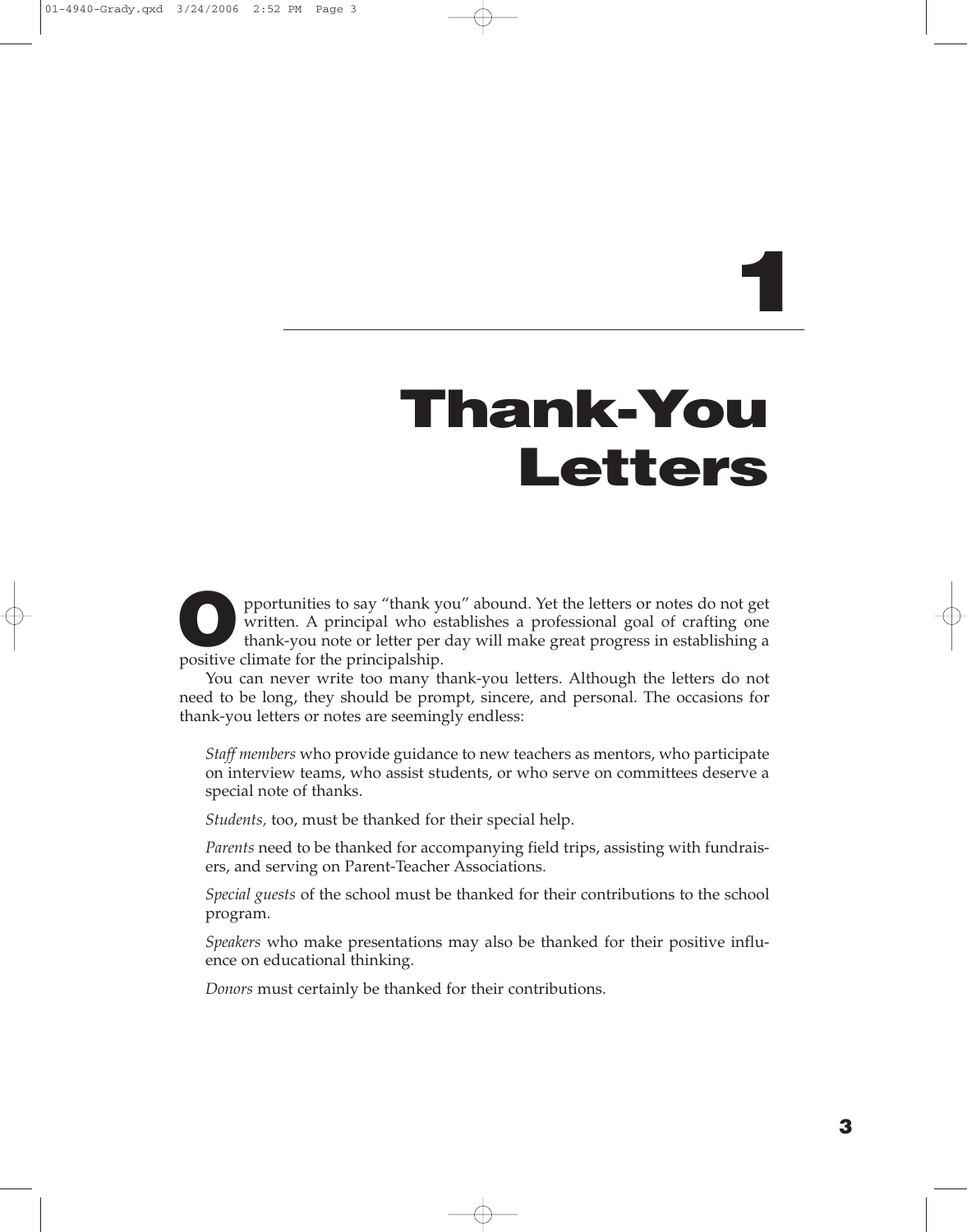# 1

# Thank-You Letters

Opportunities to say "thank you" abound. Yet the letters or notes do not get written. A principal who establishes a professional goal of crafting one thank-you note or letter per day will make great progress in establishing a positive climate for the principalship.

You can never write too many thank-you letters. Although the letters do not need to be long, they should be prompt, sincere, and personal. The occasions for thank-you letters or notes are seemingly endless:

*Staff members* who provide guidance to new teachers as mentors, who participate on interview teams, who assist students, or who serve on committees deserve a special note of thanks.

*Students,* too, must be thanked for their special help.

*Parents* need to be thanked for accompanying field trips, assisting with fundraisers, and serving on Parent-Teacher Associations.

*Special guests* of the school must be thanked for their contributions to the school program.

*Speakers* who make presentations may also be thanked for their positive influence on educational thinking.

*Donors* must certainly be thanked for their contributions.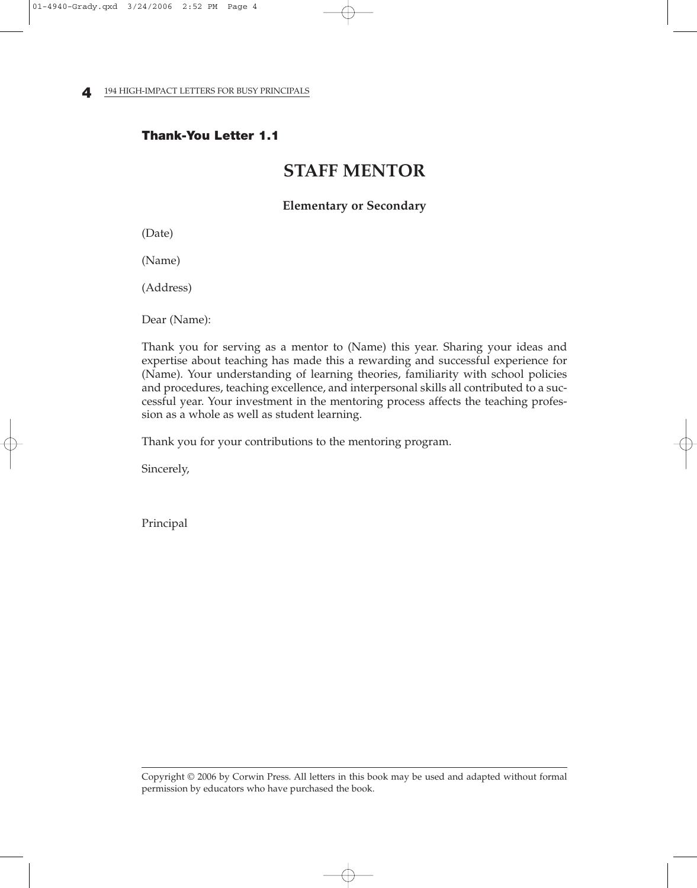**Thank-You Letter 1.1**

# STAFF MENTOR

**Elementary or Secondary**

(Date)

(Name)

(Address)

Dear (Name):

Thank you for serving as a mentor to (Name) this year. Sharing your ideas and expertise about teaching has made this a rewarding and successful experience for (Name). Your understanding of learning theories, familiarity with school policies and procedures, teaching excellence, and interpersonal skills all contributed to a successful year. Your investment in the mentoring process affects the teaching profession as a whole as well as student learning.

Thank you for your contributions to the mentoring program.

Sincerely,

Principal

---

Copyright © 2006 by Corwin Press. All letters in this book may be used and adapted without formal permission by educators who have purchased the book.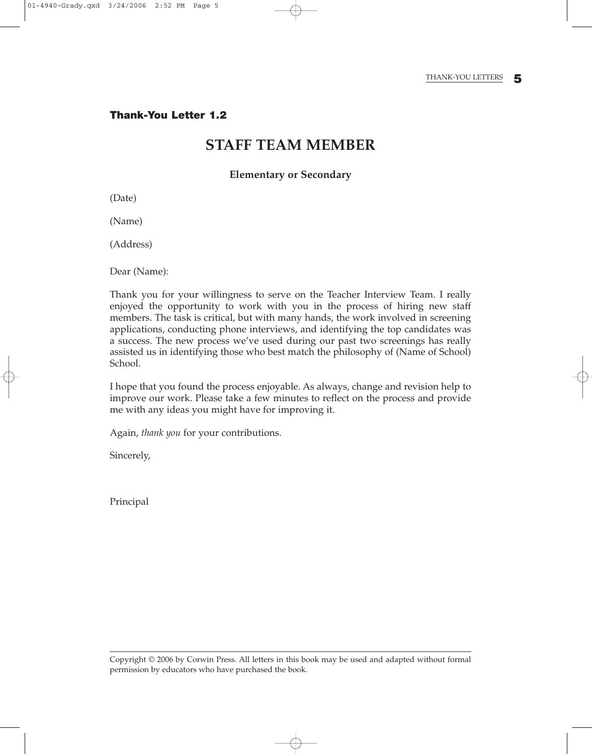**Thank-You Letter 1.2**

# STAFF TEAM MEMBER

**Elementary or Secondary**

(Date)

(Name)

(Address)

Dear (Name):

Thank you for your willingness to serve on the Teacher Interview Team. I really enjoyed the opportunity to work with you in the process of hiring new staff members. The task is critical, but with many hands, the work involved in screening applications, conducting phone interviews, and identifying the top candidates was a success. The new process we've used during our past two screenings has really assisted us in identifying those who best match the philosophy of (Name of School) School.

I hope that you found the process enjoyable. As always, change and revision help to improve our work. Please take a few minutes to reflect on the process and provide me with any ideas you might have for improving it.

Again, *thank you* for your contributions.

Sincerely,

Principal

---

Copyright © 2006 by Corwin Press. All letters in this book may be used and adapted without formal permission by educators who have purchased the book.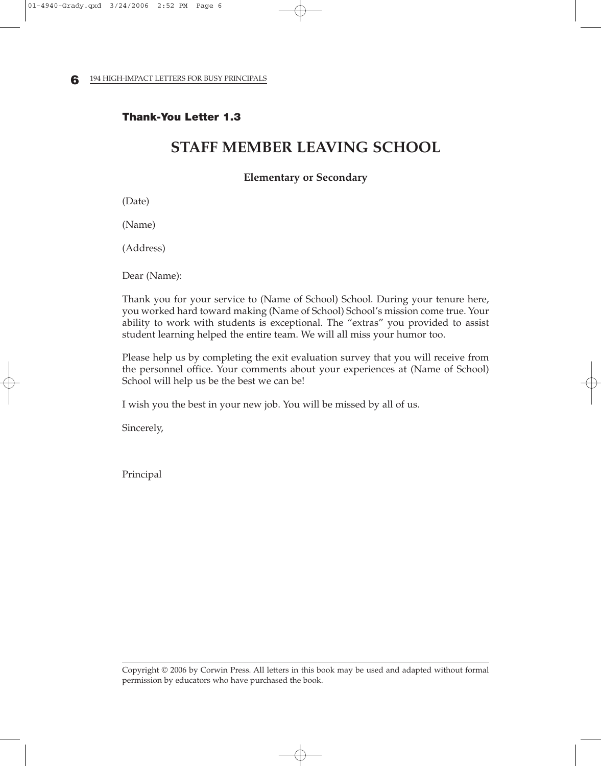**Thank-You Letter 1.3**

# STAFF MEMBER LEAVING SCHOOL

**Elementary or Secondary**

(Date)

(Name)

(Address)

Dear (Name):

Thank you for your service to (Name of School) School. During your tenure here, you worked hard toward making (Name of School) School's mission come true. Your ability to work with students is exceptional. The "extras" you provided to assist student learning helped the entire team. We will all miss your humor too.

Please help us by completing the exit evaluation survey that you will receive from the personnel office. Your comments about your experiences at (Name of School) School will help us be the best we can be!

I wish you the best in your new job. You will be missed by all of us.

Sincerely,

Principal

---

Copyright © 2006 by Corwin Press. All letters in this book may be used and adapted without formal permission by educators who have purchased the book.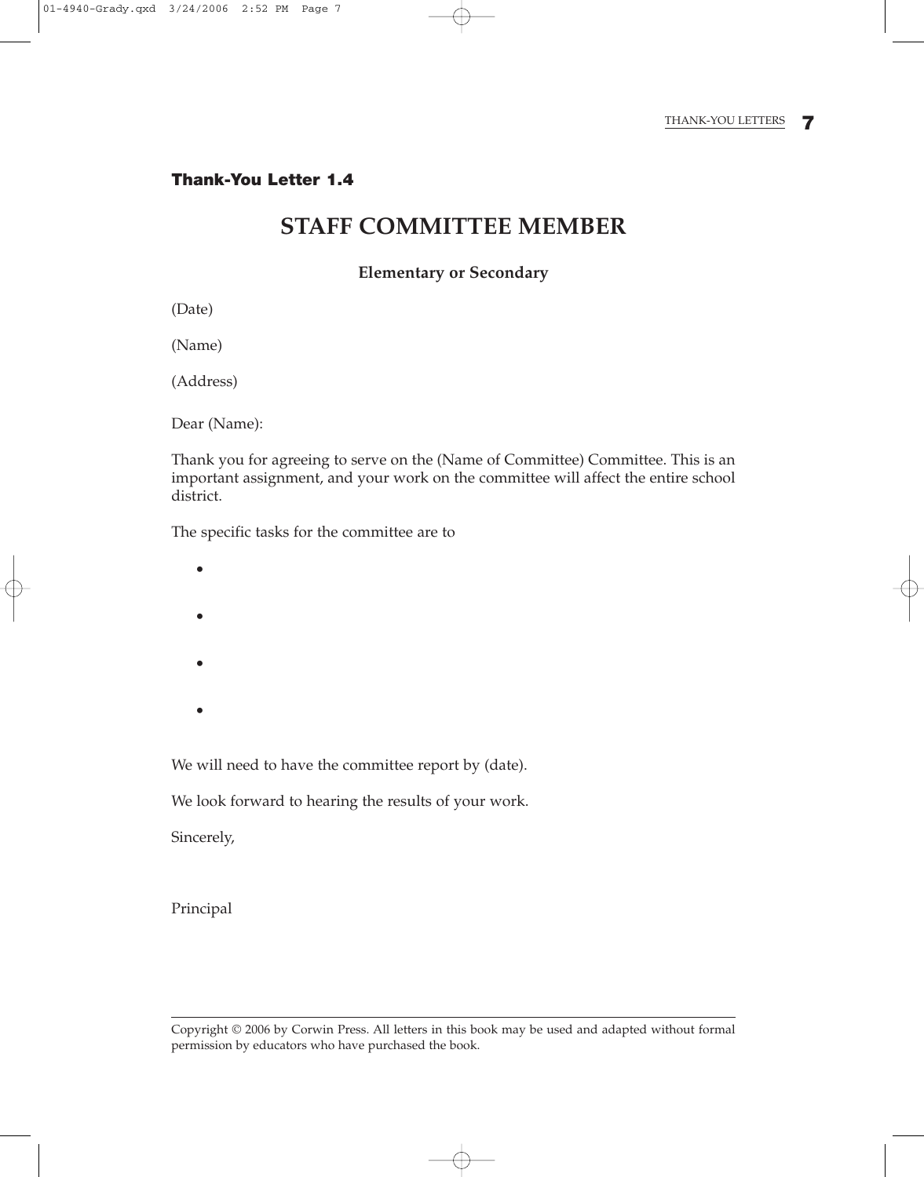**Thank-You Letter 1.4**

# STAFF COMMITTEE MEMBER

**Elementary or Secondary**

(Date)

(Name)

(Address)

Dear (Name):

Thank you for agreeing to serve on the (Name of Committee) Committee. This is an important assignment, and your work on the committee will affect the entire school district.

The specific tasks for the committee are to

- 
- 
- 
- 

We will need to have the committee report by (date).

We look forward to hearing the results of your work.

Sincerely,

Principal

---

Copyright © 2006 by Corwin Press. All letters in this book may be used and adapted without formal permission by educators who have purchased the book.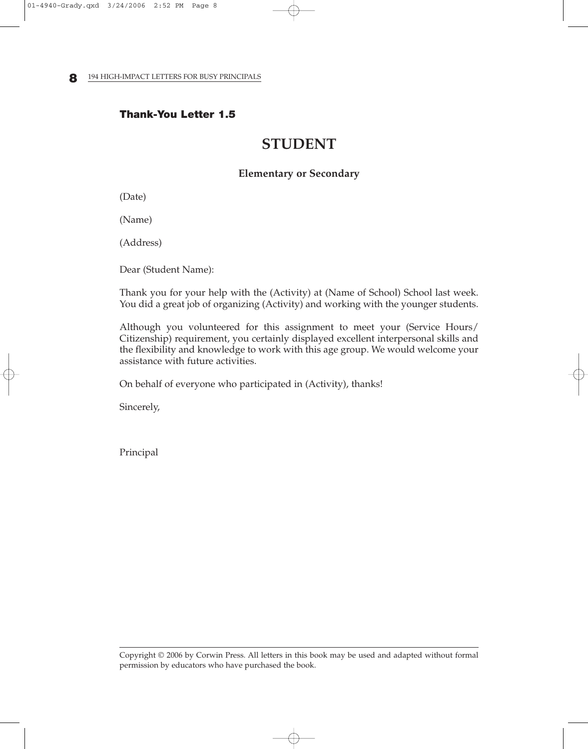### Thank-You Letter 1.5

## STUDENT

**Elementary or Secondary**

(Date)

(Name)

(Address)

Dear (Student Name):

Thank you for your help with the (Activity) at (Name of School) School last week. You did a great job of organizing (Activity) and working with the younger students.

Although you volunteered for this assignment to meet your (Service Hours/ Citizenship) requirement, you certainly displayed excellent interpersonal skills and the flexibility and knowledge to work with this age group. We would welcome your assistance with future activities.

On behalf of everyone who participated in (Activity), thanks!

Sincerely,

Principal

Copyright © 2006 by Corwin Press. All letters in this book may be used and adapted without formal permission by educators who have purchased the book.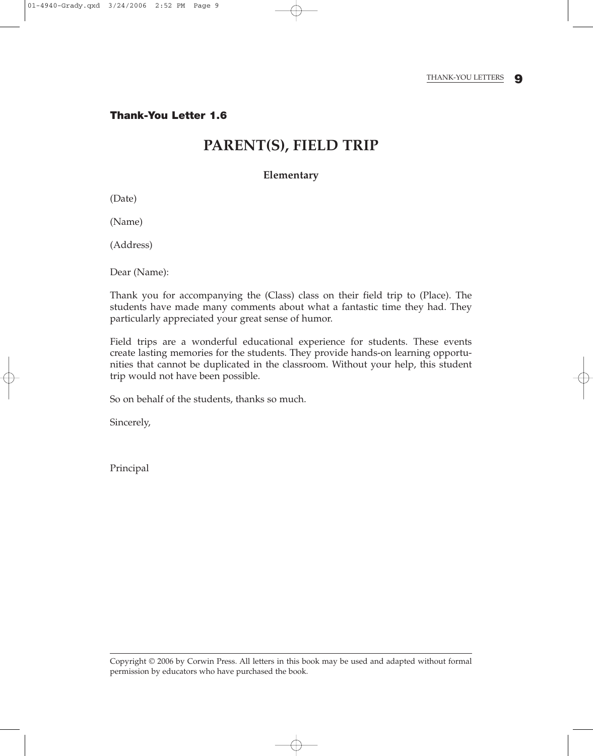**Thank-You Letter 1.6**

# PARENT(S), FIELD TRIP

### Elementary

(Date)

(Name)

(Address)

Dear (Name):

Thank you for accompanying the (Class) class on their field trip to (Place). The students have made many comments about what a fantastic time they had. They particularly appreciated your great sense of humor.

Field trips are a wonderful educational experience for students. These events create lasting memories for the students. They provide hands-on learning opportunities that cannot be duplicated in the classroom. Without your help, this student trip would not have been possible.

So on behalf of the students, thanks so much.

Sincerely,

Principal

---

Copyright © 2006 by Corwin Press. All letters in this book may be used and adapted without formal permission by educators who have purchased the book.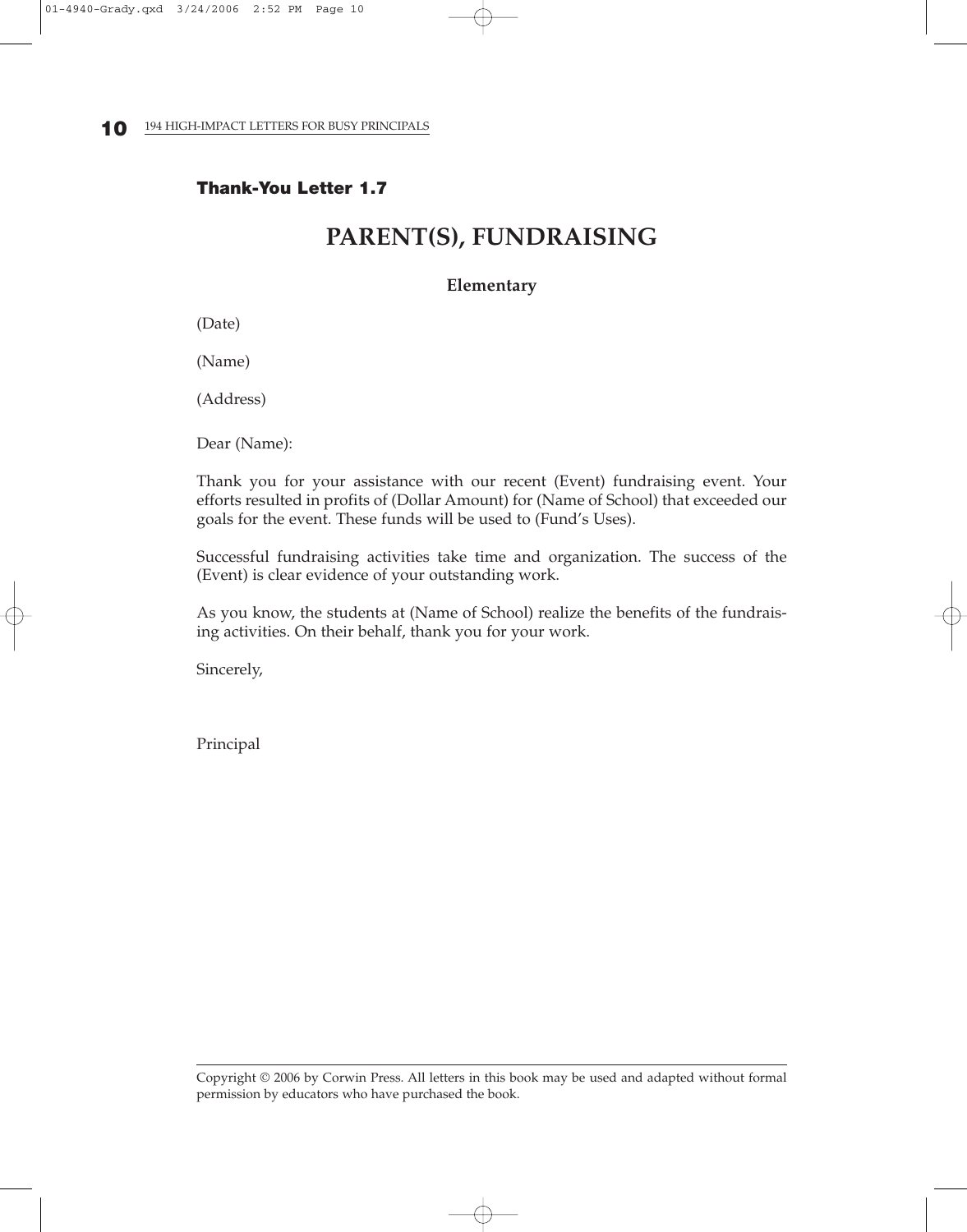**Thank-You Letter 1.7**

# PARENT(S), FUNDRAISING

**Elementary**

(Date)

(Name)

(Address)

Dear (Name):

Thank you for your assistance with our recent (Event) fundraising event. Your efforts resulted in profits of (Dollar Amount) for (Name of School) that exceeded our goals for the event. These funds will be used to (Fund's Uses).

Successful fundraising activities take time and organization. The success of the (Event) is clear evidence of your outstanding work.

As you know, the students at (Name of School) realize the benefits of the fundraising activities. On their behalf, thank you for your work.

Sincerely,

Principal

Copyright © 2006 by Corwin Press. All letters in this book may be used and adapted without formal permission by educators who have purchased the book.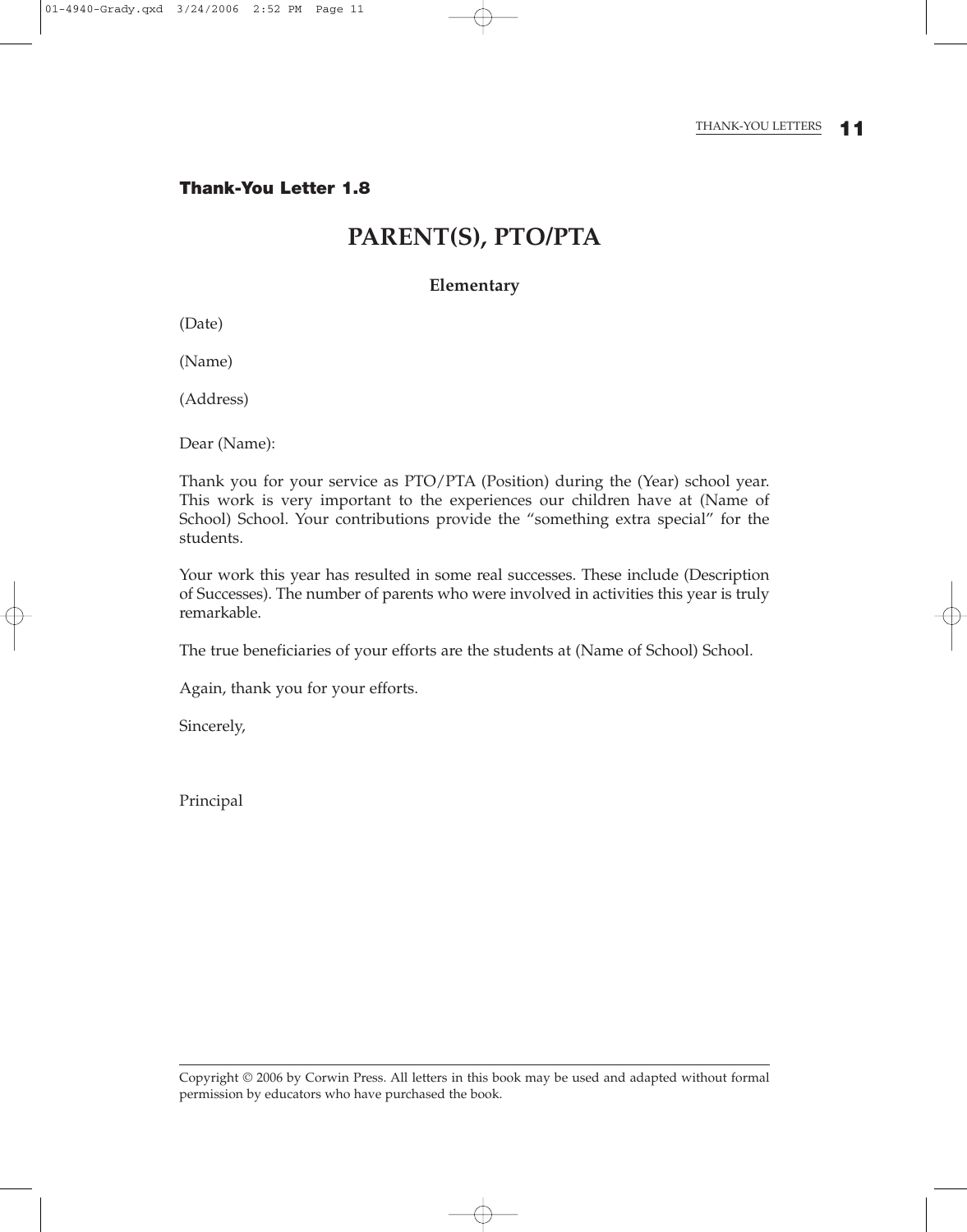**Thank-You Letter 1.8**

# PARENT(S), PTO/PTA

### Elementary

(Date)

(Name)

(Address)

Dear (Name):

Thank you for your service as PTO/PTA (Position) during the (Year) school year. This work is very important to the experiences our children have at (Name of School) School. Your contributions provide the "something extra special" for the students.

Your work this year has resulted in some real successes. These include (Description of Successes). The number of parents who were involved in activities this year is truly remarkable.

The true beneficiaries of your efforts are the students at (Name of School) School.

Again, thank you for your efforts.

Sincerely,

Principal

---

Copyright © 2006 by Corwin Press. All letters in this book may be used and adapted without formal permission by educators who have purchased the book.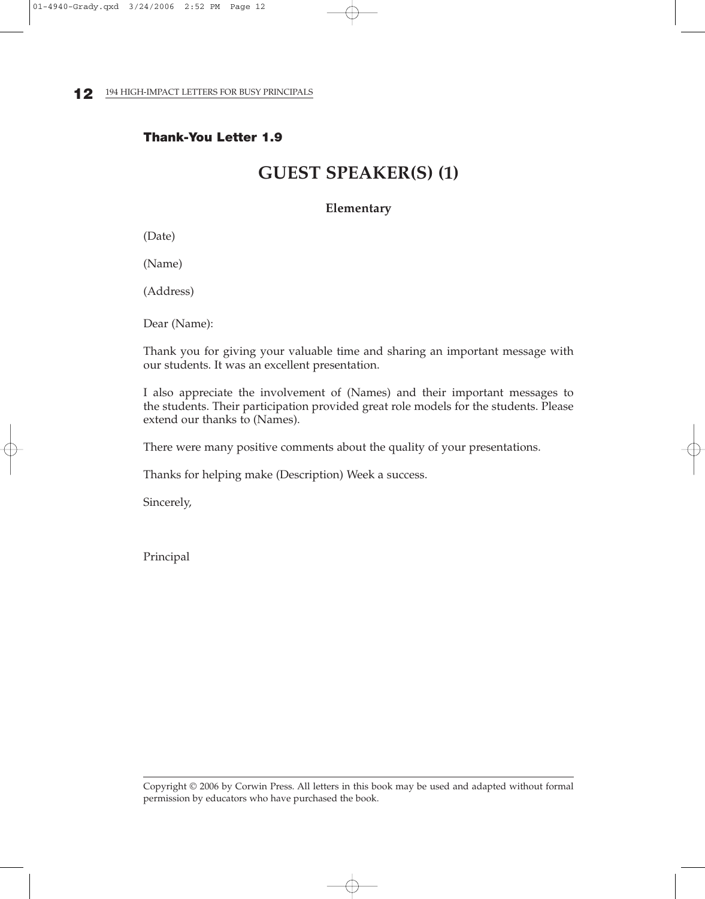**Thank-You Letter 1.9**

# GUEST SPEAKER(S) (1)

**Elementary**

(Date)

(Name)

(Address)

Dear (Name):

Thank you for giving your valuable time and sharing an important message with our students. It was an excellent presentation.

I also appreciate the involvement of (Names) and their important messages to the students. Their participation provided great role models for the students. Please extend our thanks to (Names).

There were many positive comments about the quality of your presentations.

Thanks for helping make (Description) Week a success.

Sincerely,

Principal

Copyright © 2006 by Corwin Press. All letters in this book may be used and adapted without formal permission by educators who have purchased the book.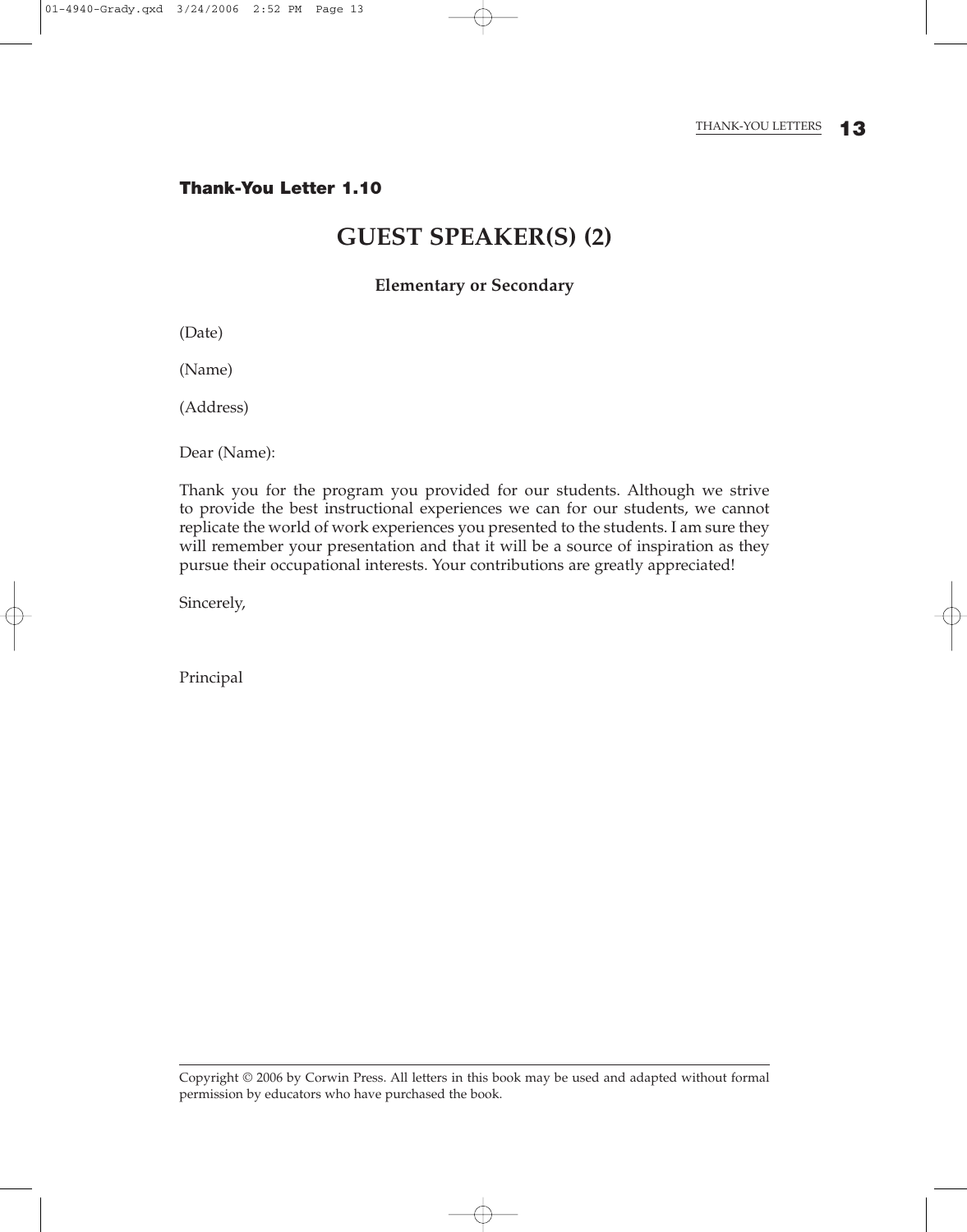**Thank-You Letter 1.10**

# GUEST SPEAKER(S) (2)

**Elementary or Secondary**

(Date)

(Name)

(Address)

Dear (Name):

Thank you for the program you provided for our students. Although we strive to provide the best instructional experiences we can for our students, we cannot replicate the world of work experiences you presented to the students. I am sure they will remember your presentation and that it will be a source of inspiration as they pursue their occupational interests. Your contributions are greatly appreciated!

Sincerely,

Principal

---

Copyright © 2006 by Corwin Press. All letters in this book may be used and adapted without formal permission by educators who have purchased the book.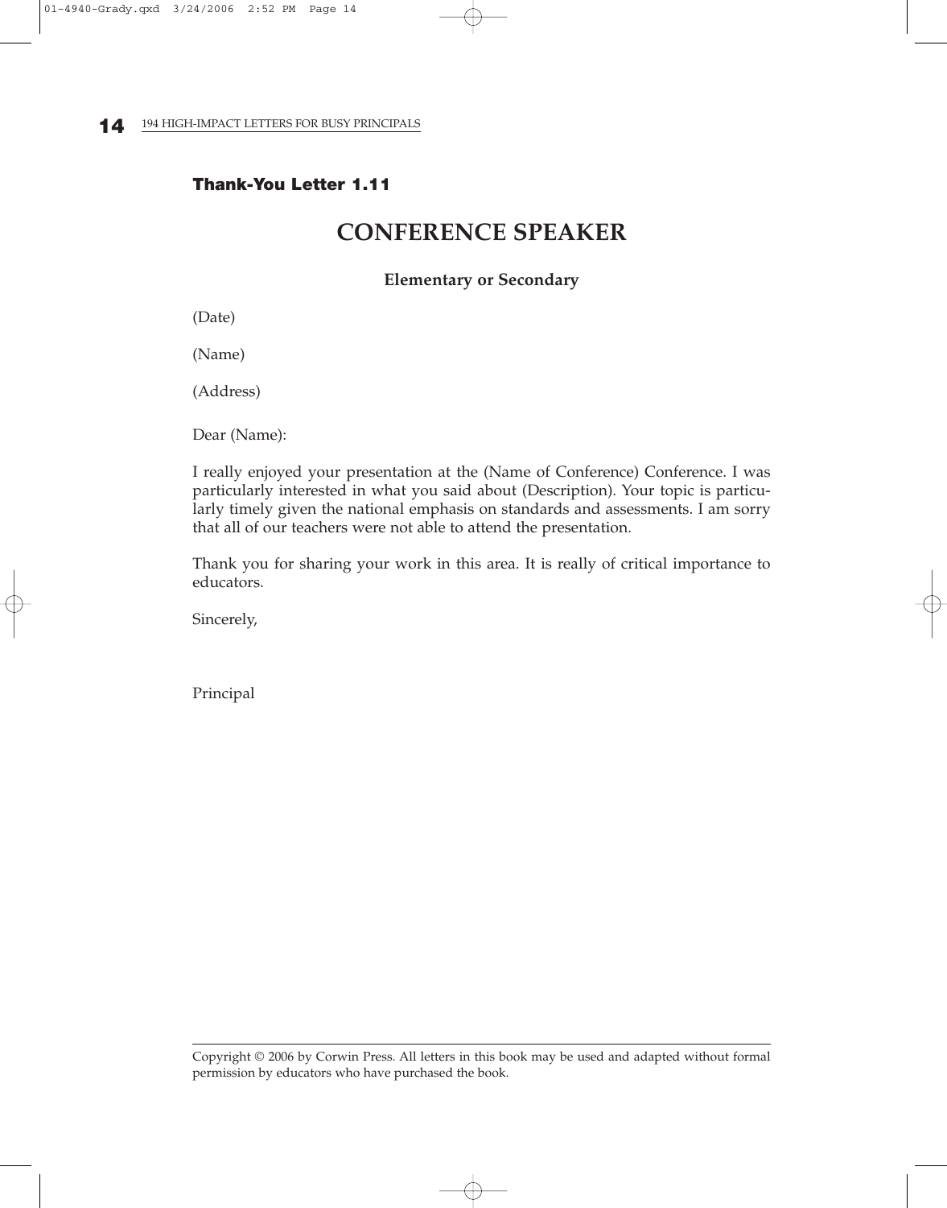**Thank-You Letter 1.11**

# CONFERENCE SPEAKER

**Elementary or Secondary**

(Date)

(Name)

(Address)

Dear (Name):

I really enjoyed your presentation at the (Name of Conference) Conference. I was particularly interested in what you said about (Description). Your topic is particularly timely given the national emphasis on standards and assessments. I am sorry that all of our teachers were not able to attend the presentation.

Thank you for sharing your work in this area. It is really of critical importance to educators.

Sincerely,

Principal

Copyright © 2006 by Corwin Press. All letters in this book may be used and adapted without formal permission by educators who have purchased the book.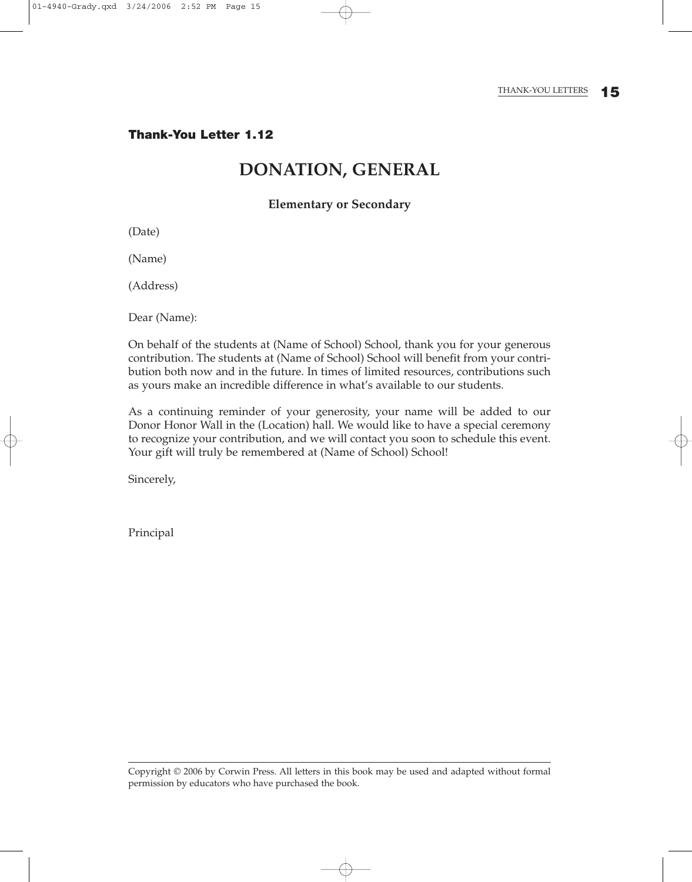**Thank-You Letter 1.12**

# DONATION, GENERAL

**Elementary or Secondary**

(Date)

(Name)

(Address)

Dear (Name):

On behalf of the students at (Name of School) School, thank you for your generous contribution. The students at (Name of School) School will benefit from your contribution both now and in the future. In times of limited resources, contributions such as yours make an incredible difference in what's available to our students.

As a continuing reminder of your generosity, your name will be added to our Donor Honor Wall in the (Location) hall. We would like to have a special ceremony to recognize your contribution, and we will contact you soon to schedule this event. Your gift will truly be remembered at (Name of School) School!

Sincerely,

Principal

---

Copyright © 2006 by Corwin Press. All letters in this book may be used and adapted without formal permission by educators who have purchased the book.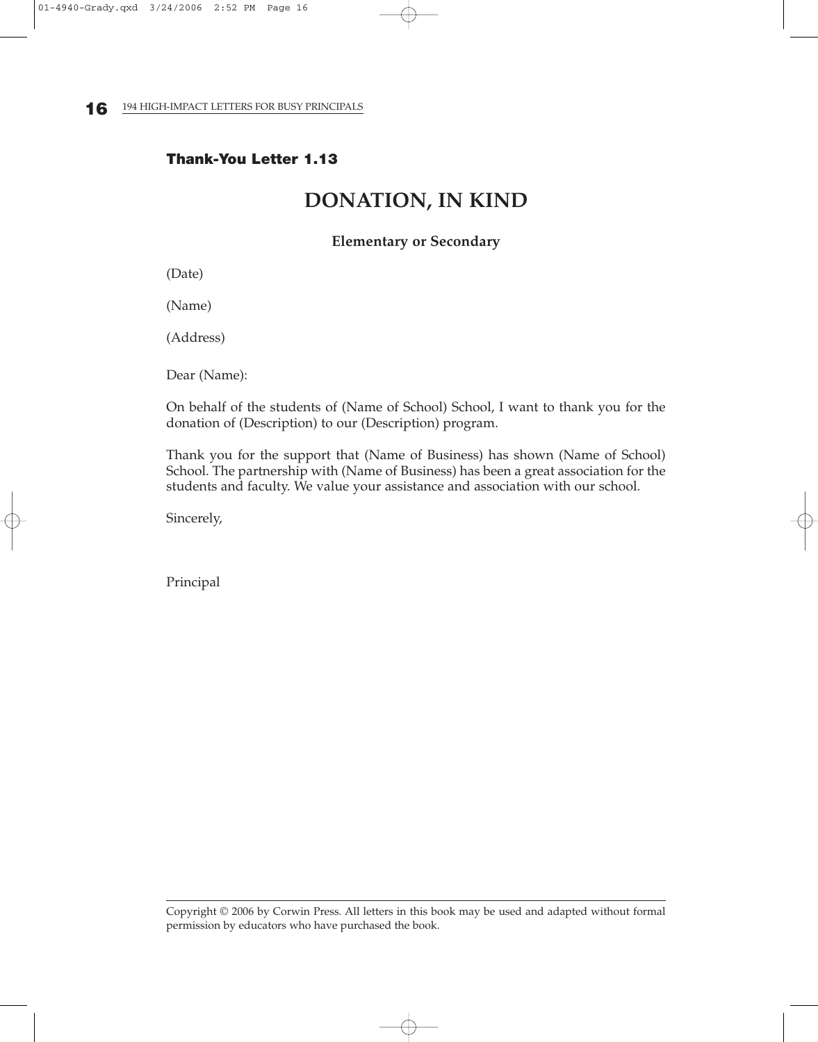**Thank-You Letter 1.13**

# DONATION, IN KIND

**Elementary or Secondary**

(Date)

(Name)

(Address)

Dear (Name):

On behalf of the students of (Name of School) School, I want to thank you for the donation of (Description) to our (Description) program.

Thank you for the support that (Name of Business) has shown (Name of School) School. The partnership with (Name of Business) has been a great association for the students and faculty. We value your assistance and association with our school.

Sincerely,

Principal

---

Copyright © 2006 by Corwin Press. All letters in this book may be used and adapted without formal permission by educators who have purchased the book.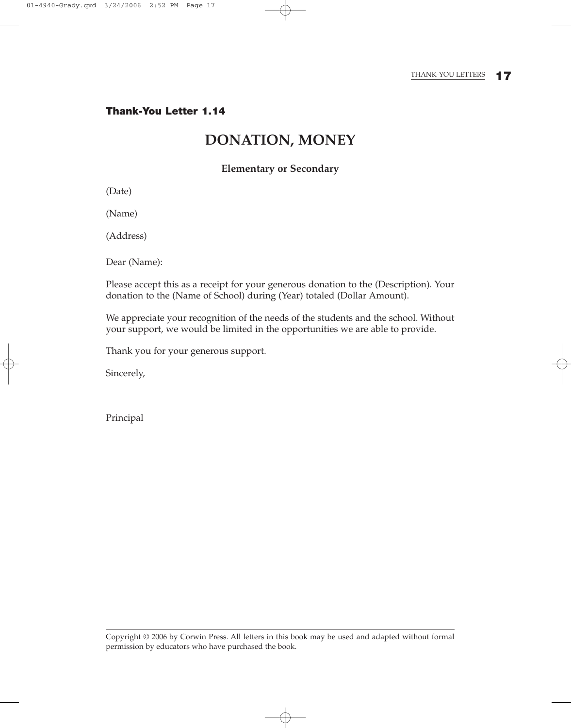**Thank-You Letter 1.14**

# DONATION, MONEY

**Elementary or Secondary**

(Date)

(Name)

(Address)

Dear (Name):

Please accept this as a receipt for your generous donation to the (Description). Your donation to the (Name of School) during (Year) totaled (Dollar Amount).

We appreciate your recognition of the needs of the students and the school. Without your support, we would be limited in the opportunities we are able to provide.

Thank you for your generous support.

Sincerely,

Principal

---

Copyright © 2006 by Corwin Press. All letters in this book may be used and adapted without formal permission by educators who have purchased the book.